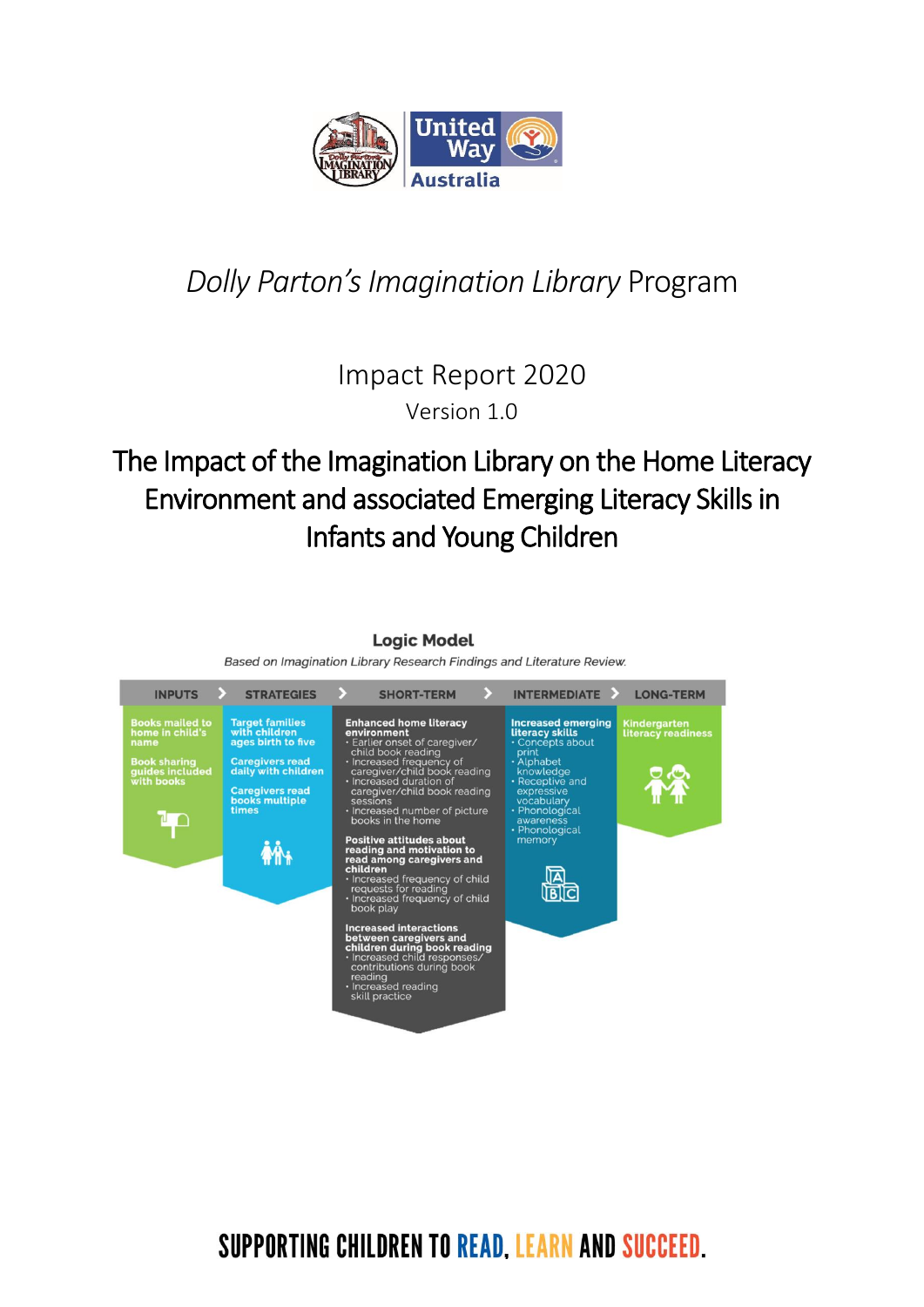# *Dolly Parton's Imagination Library* Program

## Impact Report 2020

Version 1.0

## The Impact of the Imagination Library on the Home Literacy Environment and associated Emerging Literacy Skills in Infants and Young Children

**Logic Model**

*Based on Imagination Library Research Findings and Literature Review.*

| INPUTS | STRATEGIES | SHORT-TERM | INTERMEDIATE | LONG-TERM |
|---|---|---|---|---|
| Books mailed to home in child's name<br><br>Book sharing guides included with books | Target families with children ages birth to five<br><br>Caregivers read daily with children<br><br>Caregivers read books multiple times | **Enhanced home literacy environment**<br>• Earlier onset of caregiver/child book reading<br>• Increased frequency of caregiver/child book reading<br>• Increased duration of caregiver/child book reading sessions<br>• Increased number of picture books in the home<br><br>**Positive attitudes about reading and motivation to read among caregivers and children**<br>• Increased frequency of child requests for reading<br>• Increased frequency of child book play<br><br>**Increased interactions between caregivers and children during book reading**<br>• Increased child responses/contributions during book reading<br>• Increased reading skill practice | **Increased emerging literacy skills**<br>• Concepts about print<br>• Alphabet knowledge<br>• Receptive and expressive vocabulary<br>• Phonological awareness<br>• Phonological memory | Kindergarten literacy readiness |

SUPPORTING CHILDREN TO READ, LEARN AND SUCCEED.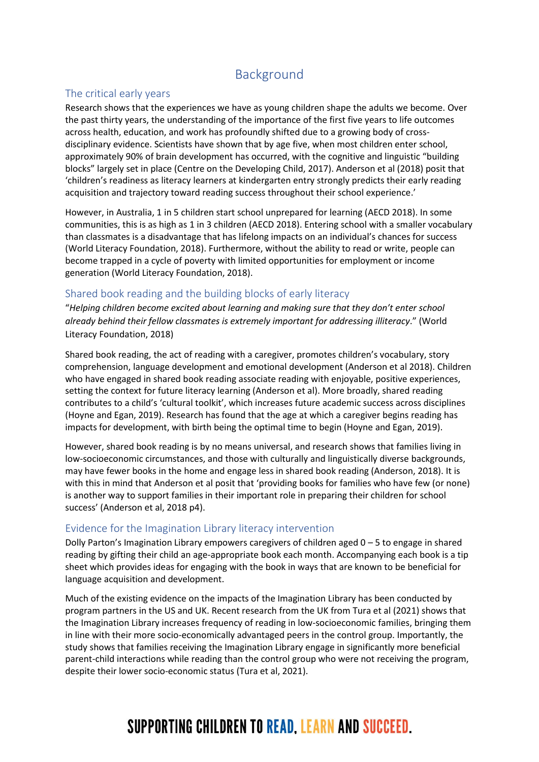# Background

## The critical early years

Research shows that the experiences we have as young children shape the adults we become. Over the past thirty years, the understanding of the importance of the first five years to life outcomes across health, education, and work has profoundly shifted due to a growing body of cross-disciplinary evidence. Scientists have shown that by age five, when most children enter school, approximately 90% of brain development has occurred, with the cognitive and linguistic "building blocks" largely set in place (Centre on the Developing Child, 2017). Anderson et al (2018) posit that 'children's readiness as literacy learners at kindergarten entry strongly predicts their early reading acquisition and trajectory toward reading success throughout their school experience.'

However, in Australia, 1 in 5 children start school unprepared for learning (AECD 2018). In some communities, this is as high as 1 in 3 children (AECD 2018). Entering school with a smaller vocabulary than classmates is a disadvantage that has lifelong impacts on an individual's chances for success (World Literacy Foundation, 2018). Furthermore, without the ability to read or write, people can become trapped in a cycle of poverty with limited opportunities for employment or income generation (World Literacy Foundation, 2018).

## Shared book reading and the building blocks of early literacy

"*Helping children become excited about learning and making sure that they don't enter school already behind their fellow classmates is extremely important for addressing illiteracy*." (World Literacy Foundation, 2018)

Shared book reading, the act of reading with a caregiver, promotes children's vocabulary, story comprehension, language development and emotional development (Anderson et al 2018). Children who have engaged in shared book reading associate reading with enjoyable, positive experiences, setting the context for future literacy learning (Anderson et al). More broadly, shared reading contributes to a child's 'cultural toolkit', which increases future academic success across disciplines (Hoyne and Egan, 2019). Research has found that the age at which a caregiver begins reading has impacts for development, with birth being the optimal time to begin (Hoyne and Egan, 2019).

However, shared book reading is by no means universal, and research shows that families living in low-socioeconomic circumstances, and those with culturally and linguistically diverse backgrounds, may have fewer books in the home and engage less in shared book reading (Anderson, 2018). It is with this in mind that Anderson et al posit that 'providing books for families who have few (or none) is another way to support families in their important role in preparing their children for school success' (Anderson et al, 2018 p4).

## Evidence for the Imagination Library literacy intervention

Dolly Parton's Imagination Library empowers caregivers of children aged 0 – 5 to engage in shared reading by gifting their child an age-appropriate book each month. Accompanying each book is a tip sheet which provides ideas for engaging with the book in ways that are known to be beneficial for language acquisition and development.

Much of the existing evidence on the impacts of the Imagination Library has been conducted by program partners in the US and UK. Recent research from the UK from Tura et al (2021) shows that the Imagination Library increases frequency of reading in low-socioeconomic families, bringing them in line with their more socio-economically advantaged peers in the control group. Importantly, the study shows that families receiving the Imagination Library engage in significantly more beneficial parent-child interactions while reading than the control group who were not receiving the program, despite their lower socio-economic status (Tura et al, 2021).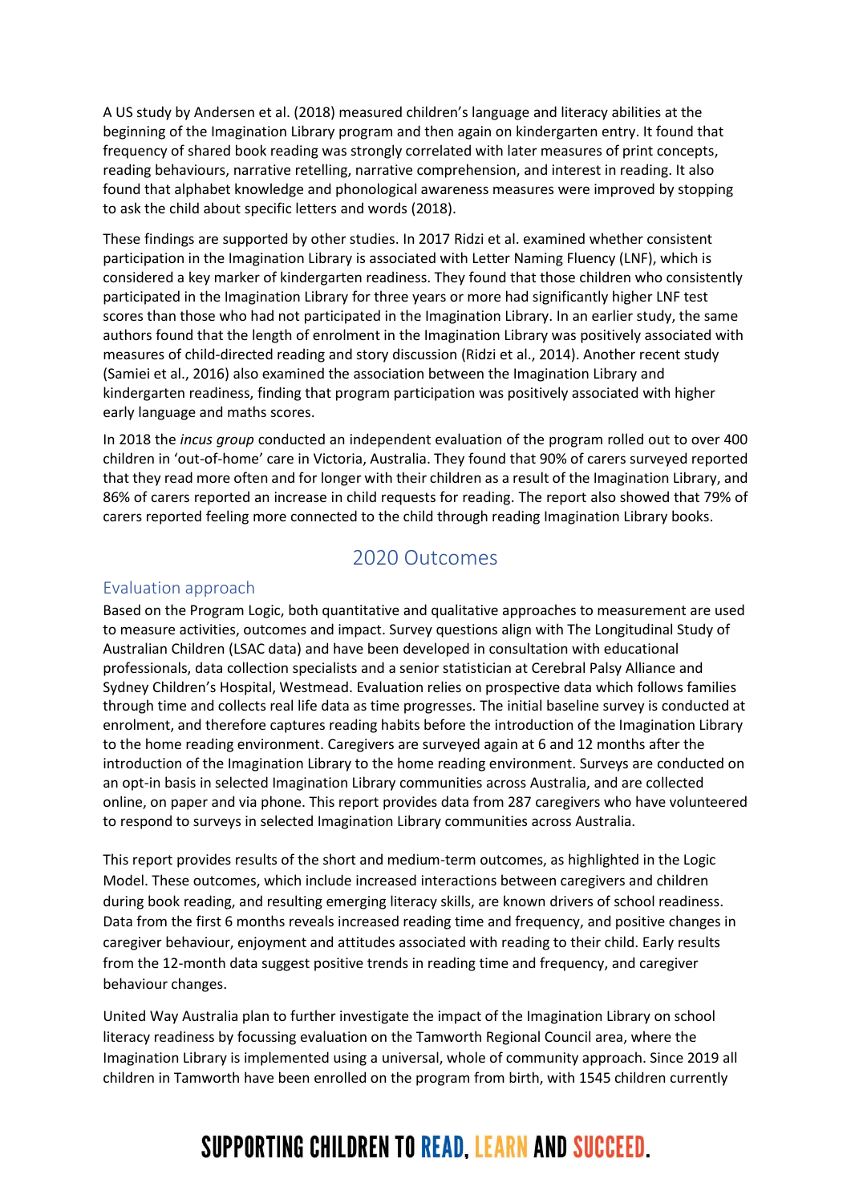A US study by Andersen et al. (2018) measured children's language and literacy abilities at the beginning of the Imagination Library program and then again on kindergarten entry. It found that frequency of shared book reading was strongly correlated with later measures of print concepts, reading behaviours, narrative retelling, narrative comprehension, and interest in reading. It also found that alphabet knowledge and phonological awareness measures were improved by stopping to ask the child about specific letters and words (2018).

These findings are supported by other studies. In 2017 Ridzi et al. examined whether consistent participation in the Imagination Library is associated with Letter Naming Fluency (LNF), which is considered a key marker of kindergarten readiness. They found that those children who consistently participated in the Imagination Library for three years or more had significantly higher LNF test scores than those who had not participated in the Imagination Library. In an earlier study, the same authors found that the length of enrolment in the Imagination Library was positively associated with measures of child-directed reading and story discussion (Ridzi et al., 2014). Another recent study (Samiei et al., 2016) also examined the association between the Imagination Library and kindergarten readiness, finding that program participation was positively associated with higher early language and maths scores.

In 2018 the *incus group* conducted an independent evaluation of the program rolled out to over 400 children in 'out-of-home' care in Victoria, Australia. They found that 90% of carers surveyed reported that they read more often and for longer with their children as a result of the Imagination Library, and 86% of carers reported an increase in child requests for reading. The report also showed that 79% of carers reported feeling more connected to the child through reading Imagination Library books.

## 2020 Outcomes

### Evaluation approach

Based on the Program Logic, both quantitative and qualitative approaches to measurement are used to measure activities, outcomes and impact. Survey questions align with The Longitudinal Study of Australian Children (LSAC data) and have been developed in consultation with educational professionals, data collection specialists and a senior statistician at Cerebral Palsy Alliance and Sydney Children's Hospital, Westmead. Evaluation relies on prospective data which follows families through time and collects real life data as time progresses. The initial baseline survey is conducted at enrolment, and therefore captures reading habits before the introduction of the Imagination Library to the home reading environment. Caregivers are surveyed again at 6 and 12 months after the introduction of the Imagination Library to the home reading environment. Surveys are conducted on an opt-in basis in selected Imagination Library communities across Australia, and are collected online, on paper and via phone. This report provides data from 287 caregivers who have volunteered to respond to surveys in selected Imagination Library communities across Australia.

This report provides results of the short and medium-term outcomes, as highlighted in the Logic Model. These outcomes, which include increased interactions between caregivers and children during book reading, and resulting emerging literacy skills, are known drivers of school readiness. Data from the first 6 months reveals increased reading time and frequency, and positive changes in caregiver behaviour, enjoyment and attitudes associated with reading to their child. Early results from the 12-month data suggest positive trends in reading time and frequency, and caregiver behaviour changes.

United Way Australia plan to further investigate the impact of the Imagination Library on school literacy readiness by focussing evaluation on the Tamworth Regional Council area, where the Imagination Library is implemented using a universal, whole of community approach. Since 2019 all children in Tamworth have been enrolled on the program from birth, with 1545 children currently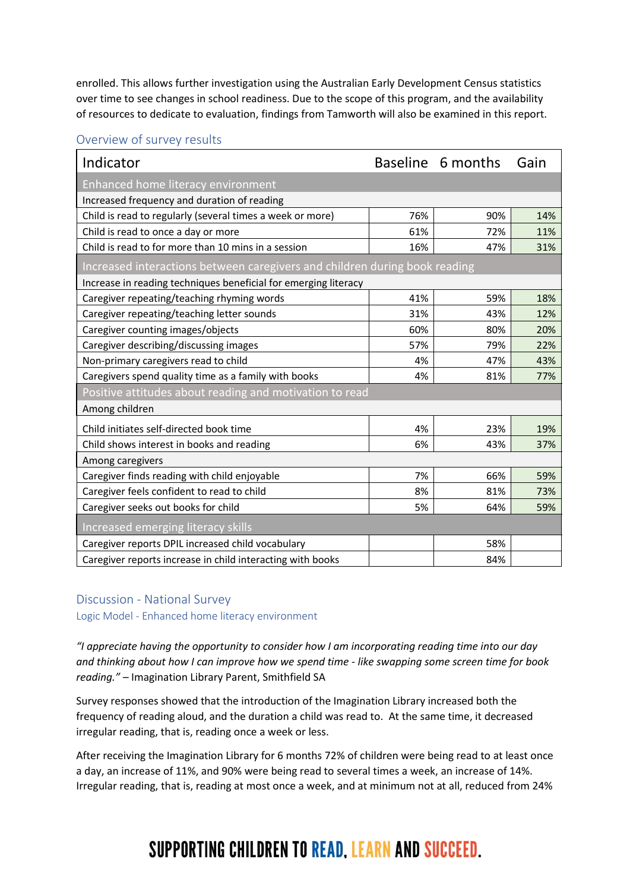enrolled. This allows further investigation using the Australian Early Development Census statistics over time to see changes in school readiness. Due to the scope of this program, and the availability of resources to dedicate to evaluation, findings from Tamworth will also be examined in this report.

## Overview of survey results

| Indicator | Baseline | 6 months | Gain |
|---|---|---|---|
| **Enhanced home literacy environment** | | | |
| Increased frequency and duration of reading | | | |
| Child is read to regularly (several times a week or more) | 76% | 90% | 14% |
| Child is read to once a day or more | 61% | 72% | 11% |
| Child is read to for more than 10 mins in a session | 16% | 47% | 31% |
| **Increased interactions between caregivers and children during book reading** | | | |
| Increase in reading techniques beneficial for emerging literacy | | | |
| Caregiver repeating/teaching rhyming words | 41% | 59% | 18% |
| Caregiver repeating/teaching letter sounds | 31% | 43% | 12% |
| Caregiver counting images/objects | 60% | 80% | 20% |
| Caregiver describing/discussing images | 57% | 79% | 22% |
| Non-primary caregivers read to child | 4% | 47% | 43% |
| Caregivers spend quality time as a family with books | 4% | 81% | 77% |
| **Positive attitudes about reading and motivation to read** | | | |
| Among children | | | |
| Child initiates self-directed book time | 4% | 23% | 19% |
| Child shows interest in books and reading | 6% | 43% | 37% |
| Among caregivers | | | |
| Caregiver finds reading with child enjoyable | 7% | 66% | 59% |
| Caregiver feels confident to read to child | 8% | 81% | 73% |
| Caregiver seeks out books for child | 5% | 64% | 59% |
| **Increased emerging literacy skills** | | | |
| Caregiver reports DPIL increased child vocabulary | | 58% | |
| Caregiver reports increase in child interacting with books | | 84% | |

## Discussion - National Survey

### Logic Model - Enhanced home literacy environment

*"I appreciate having the opportunity to consider how I am incorporating reading time into our day and thinking about how I can improve how we spend time - like swapping some screen time for book reading."* – Imagination Library Parent, Smithfield SA

Survey responses showed that the introduction of the Imagination Library increased both the frequency of reading aloud, and the duration a child was read to. At the same time, it decreased irregular reading, that is, reading once a week or less.

After receiving the Imagination Library for 6 months 72% of children were being read to at least once a day, an increase of 11%, and 90% were being read to several times a week, an increase of 14%. Irregular reading, that is, reading at most once a week, and at minimum not at all, reduced from 24%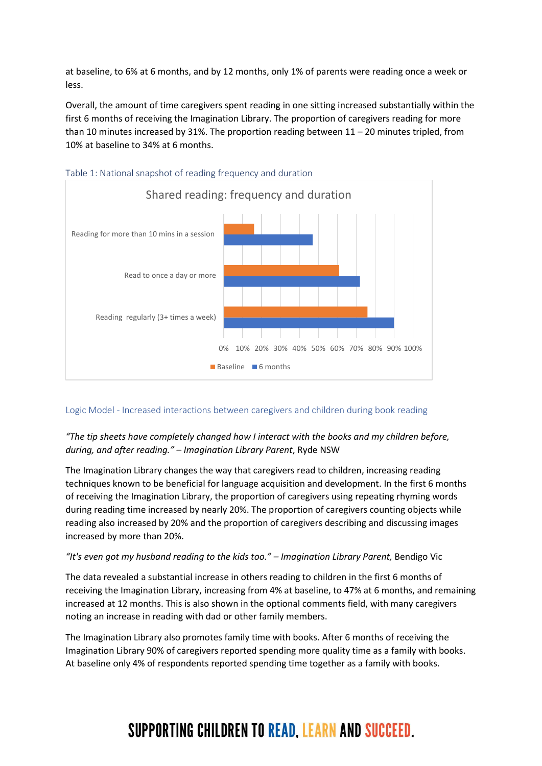at baseline, to 6% at 6 months, and by 12 months, only 1% of parents were reading once a week or less.

Overall, the amount of time caregivers spent reading in one sitting increased substantially within the first 6 months of receiving the Imagination Library. The proportion of caregivers reading for more than 10 minutes increased by 31%. The proportion reading between 11 – 20 minutes tripled, from 10% at baseline to 34% at 6 months.

Table 1: National snapshot of reading frequency and duration

Shared reading: frequency and duration

- Reading for more than 10 mins in a session
- Read to once a day or more
- Reading regularly (3+ times a week)

Baseline | 6 months

## Logic Model - Increased interactions between caregivers and children during book reading

*"The tip sheets have completely changed how I interact with the books and my children before, during, and after reading." – Imagination Library Parent*, Ryde NSW

The Imagination Library changes the way that caregivers read to children, increasing reading techniques known to be beneficial for language acquisition and development. In the first 6 months of receiving the Imagination Library, the proportion of caregivers using repeating rhyming words during reading time increased by nearly 20%. The proportion of caregivers counting objects while reading also increased by 20% and the proportion of caregivers describing and discussing images increased by more than 20%.

*"It's even got my husband reading to the kids too." – Imagination Library Parent,* Bendigo Vic

The data revealed a substantial increase in others reading to children in the first 6 months of receiving the Imagination Library, increasing from 4% at baseline, to 47% at 6 months, and remaining increased at 12 months. This is also shown in the optional comments field, with many caregivers noting an increase in reading with dad or other family members.

The Imagination Library also promotes family time with books. After 6 months of receiving the Imagination Library 90% of caregivers reported spending more quality time as a family with books. At baseline only 4% of respondents reported spending time together as a family with books.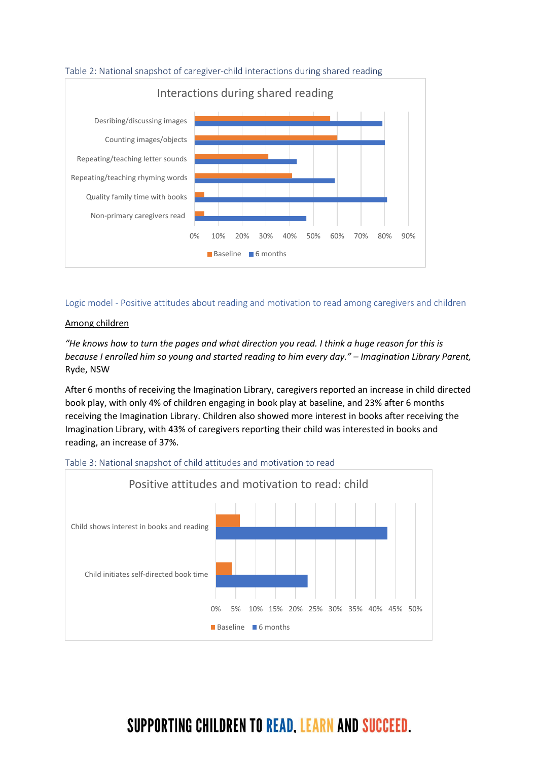Table 2: National snapshot of caregiver-child interactions during shared reading

Interactions during shared reading

| | Baseline | 6 months |
|---|---|---|
| Desribing/discussing images | 57% | 79% |
| Counting images/objects | 60% | 80% |
| Repeating/teaching letter sounds | 31% | 43% |
| Repeating/teaching rhyming words | 41% | 59% |
| Quality family time with books | 4% | 81% |
| Non-primary caregivers read | 4% | 47% |

Logic model - Positive attitudes about reading and motivation to read among caregivers and children

Among children

*"He knows how to turn the pages and what direction you read. I think a huge reason for this is because I enrolled him so young and started reading to him every day." – Imagination Library Parent,* Ryde, NSW

After 6 months of receiving the Imagination Library, caregivers reported an increase in child directed book play, with only 4% of children engaging in book play at baseline, and 23% after 6 months receiving the Imagination Library. Children also showed more interest in books after receiving the Imagination Library, with 43% of caregivers reporting their child was interested in books and reading, an increase of 37%.

Table 3: National snapshot of child attitudes and motivation to read

Positive attitudes and motivation to read: child

| | Baseline | 6 months |
|---|---|---|
| Child shows interest in books and reading | 6% | 43% |
| Child initiates self-directed book time | 4% | 23% |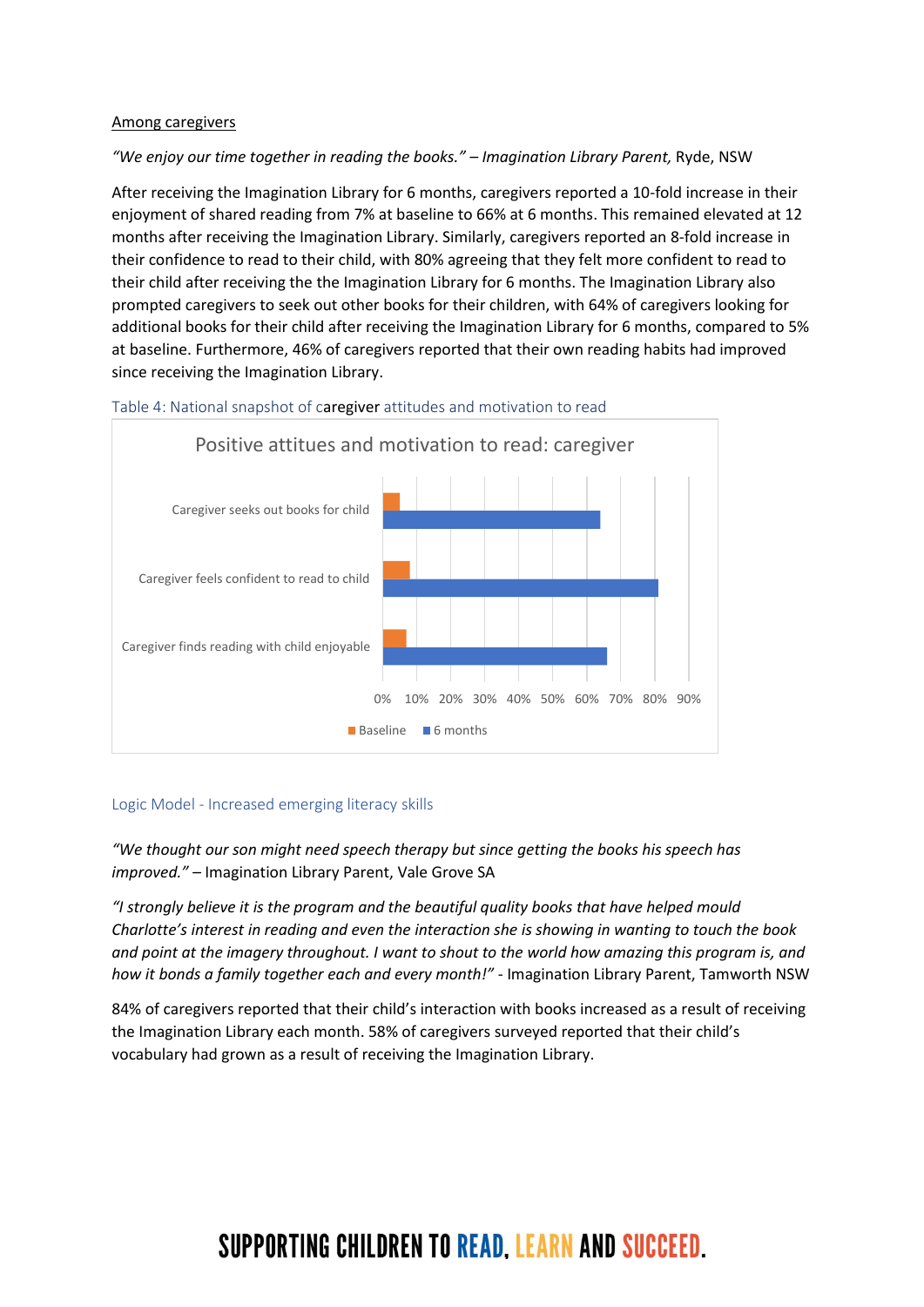Among caregivers

*"We enjoy our time together in reading the books." – Imagination Library Parent,* Ryde, NSW

After receiving the Imagination Library for 6 months, caregivers reported a 10-fold increase in their enjoyment of shared reading from 7% at baseline to 66% at 6 months. This remained elevated at 12 months after receiving the Imagination Library. Similarly, caregivers reported an 8-fold increase in their confidence to read to their child, with 80% agreeing that they felt more confident to read to their child after receiving the the Imagination Library for 6 months. The Imagination Library also prompted caregivers to seek out other books for their children, with 64% of caregivers looking for additional books for their child after receiving the Imagination Library for 6 months, compared to 5% at baseline. Furthermore, 46% of caregivers reported that their own reading habits had improved since receiving the Imagination Library.

Table 4: National snapshot of caregiver attitudes and motivation to read

Positive attitues and motivation to read: caregiver

### Logic Model - Increased emerging literacy skills

*"We thought our son might need speech therapy but since getting the books his speech has improved."* – Imagination Library Parent, Vale Grove SA

*"I strongly believe it is the program and the beautiful quality books that have helped mould Charlotte's interest in reading and even the interaction she is showing in wanting to touch the book and point at the imagery throughout. I want to shout to the world how amazing this program is, and how it bonds a family together each and every month!"* - Imagination Library Parent, Tamworth NSW

84% of caregivers reported that their child's interaction with books increased as a result of receiving the Imagination Library each month. 58% of caregivers surveyed reported that their child's vocabulary had grown as a result of receiving the Imagination Library.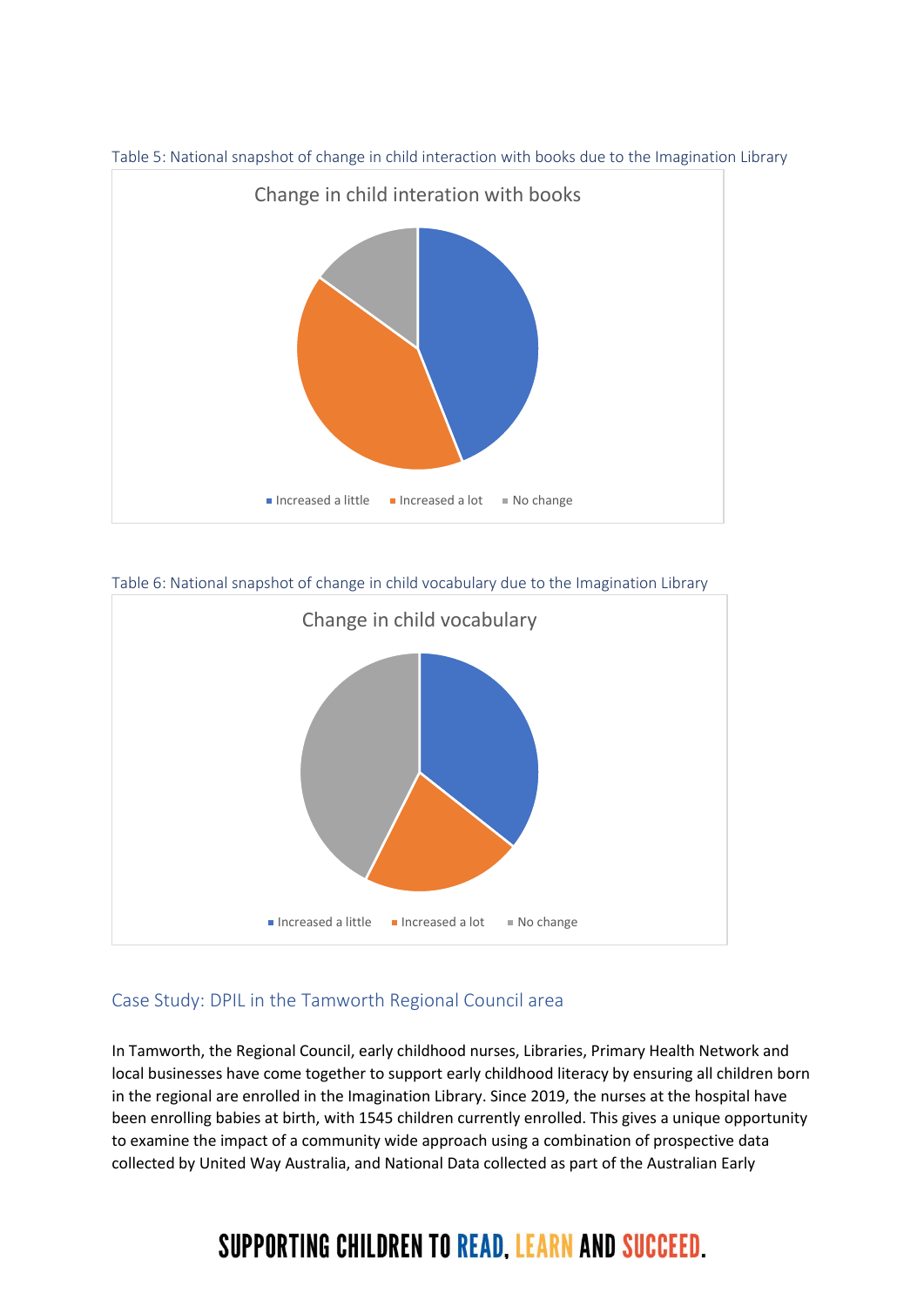Table 5: National snapshot of change in child interaction with books due to the Imagination Library

Change in child interation with books

Increased a little | Increased a lot | No change

Table 6: National snapshot of change in child vocabulary due to the Imagination Library

Change in child vocabulary

Increased a little | Increased a lot | No change

## Case Study: DPIL in the Tamworth Regional Council area

In Tamworth, the Regional Council, early childhood nurses, Libraries, Primary Health Network and local businesses have come together to support early childhood literacy by ensuring all children born in the regional are enrolled in the Imagination Library. Since 2019, the nurses at the hospital have been enrolling babies at birth, with 1545 children currently enrolled. This gives a unique opportunity to examine the impact of a community wide approach using a combination of prospective data collected by United Way Australia, and National Data collected as part of the Australian Early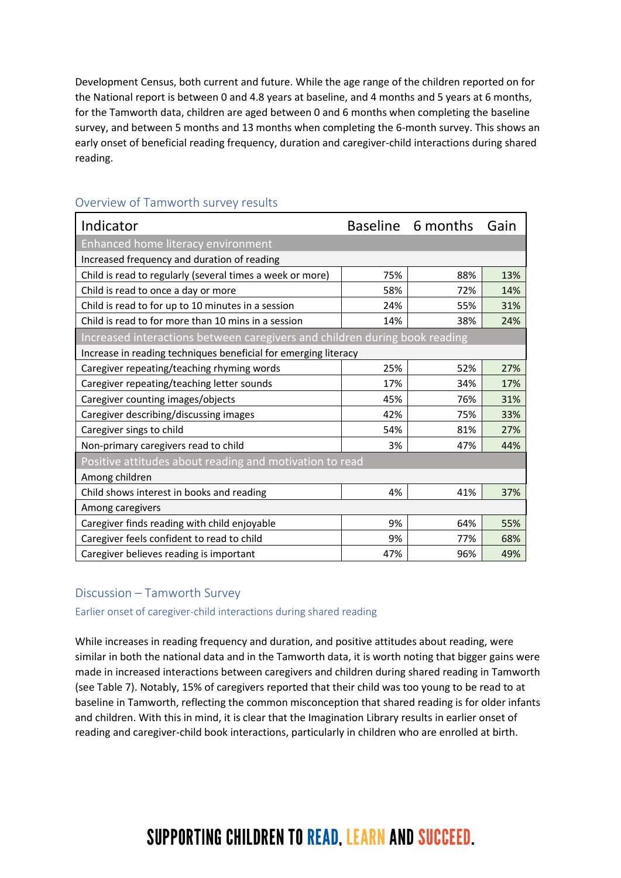Development Census, both current and future. While the age range of the children reported on for the National report is between 0 and 4.8 years at baseline, and 4 months and 5 years at 6 months, for the Tamworth data, children are aged between 0 and 6 months when completing the baseline survey, and between 5 months and 13 months when completing the 6-month survey. This shows an early onset of beneficial reading frequency, duration and caregiver-child interactions during shared reading.

## Overview of Tamworth survey results

| Indicator | Baseline | 6 months | Gain |
|---|---|---|---|
| **Enhanced home literacy environment** | | | |
| Increased frequency and duration of reading | | | |
| Child is read to regularly (several times a week or more) | 75% | 88% | 13% |
| Child is read to once a day or more | 58% | 72% | 14% |
| Child is read to for up to 10 minutes in a session | 24% | 55% | 31% |
| Child is read to for more than 10 mins in a session | 14% | 38% | 24% |
| **Increased interactions between caregivers and children during book reading** | | | |
| Increase in reading techniques beneficial for emerging literacy | | | |
| Caregiver repeating/teaching rhyming words | 25% | 52% | 27% |
| Caregiver repeating/teaching letter sounds | 17% | 34% | 17% |
| Caregiver counting images/objects | 45% | 76% | 31% |
| Caregiver describing/discussing images | 42% | 75% | 33% |
| Caregiver sings to child | 54% | 81% | 27% |
| Non-primary caregivers read to child | 3% | 47% | 44% |
| **Positive attitudes about reading and motivation to read** | | | |
| Among children | | | |
| Child shows interest in books and reading | 4% | 41% | 37% |
| Among caregivers | | | |
| Caregiver finds reading with child enjoyable | 9% | 64% | 55% |
| Caregiver feels confident to read to child | 9% | 77% | 68% |
| Caregiver believes reading is important | 47% | 96% | 49% |

## Discussion – Tamworth Survey

### Earlier onset of caregiver-child interactions during shared reading

While increases in reading frequency and duration, and positive attitudes about reading, were similar in both the national data and in the Tamworth data, it is worth noting that bigger gains were made in increased interactions between caregivers and children during shared reading in Tamworth (see Table 7). Notably, 15% of caregivers reported that their child was too young to be read to at baseline in Tamworth, reflecting the common misconception that shared reading is for older infants and children. With this in mind, it is clear that the Imagination Library results in earlier onset of reading and caregiver-child book interactions, particularly in children who are enrolled at birth.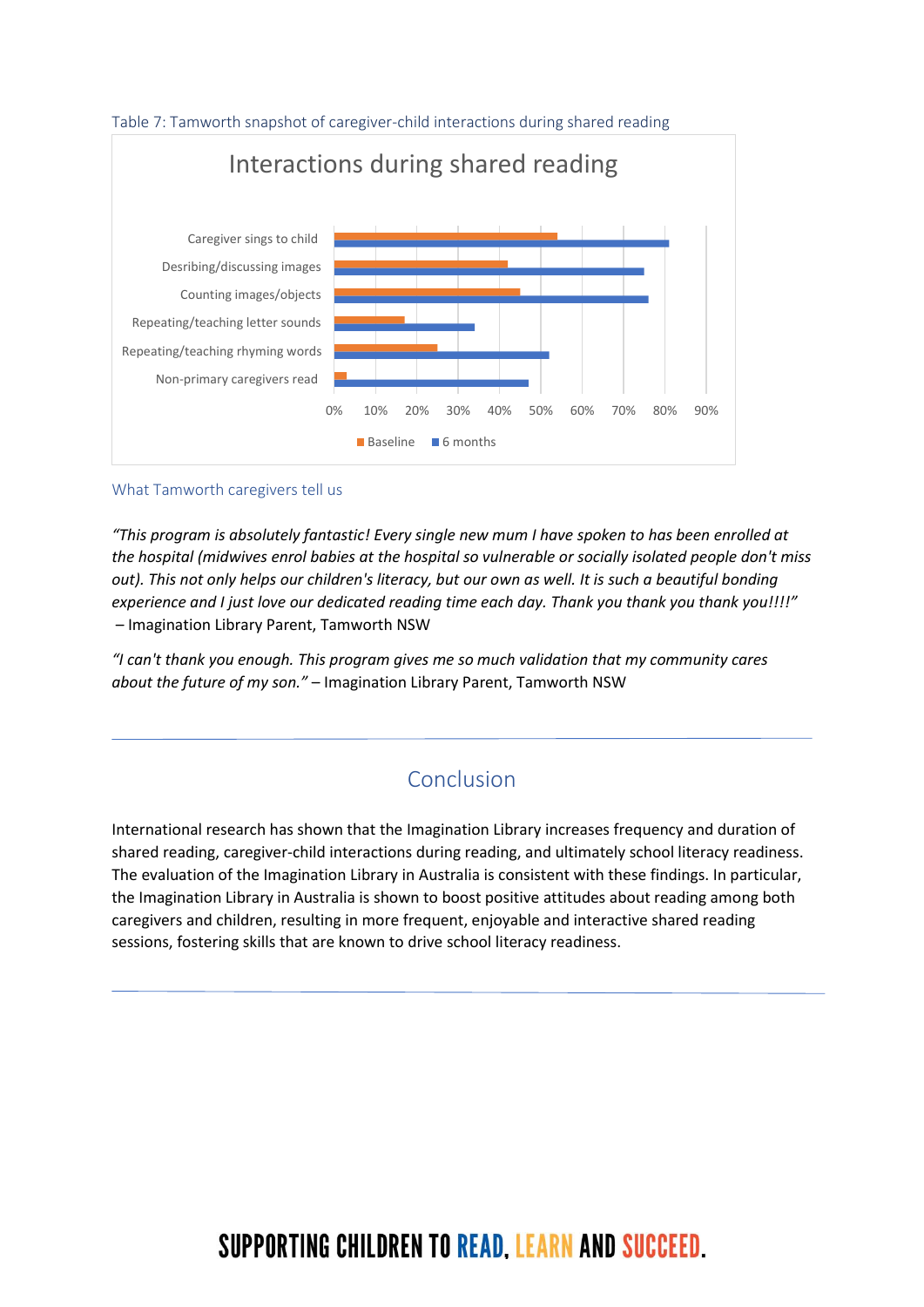Table 7: Tamworth snapshot of caregiver-child interactions during shared reading

Interactions during shared reading

| | Baseline | 6 months |
|---|---|---|
| Caregiver sings to child | 54% | 81% |
| Desribing/discussing images | 42% | 75% |
| Counting images/objects | 45% | 76% |
| Repeating/teaching letter sounds | 17% | 34% |
| Repeating/teaching rhyming words | 25% | 52% |
| Non-primary caregivers read | 3% | 47% |

### What Tamworth caregivers tell us

*"This program is absolutely fantastic! Every single new mum I have spoken to has been enrolled at the hospital (midwives enrol babies at the hospital so vulnerable or socially isolated people don't miss out). This not only helps our children's literacy, but our own as well. It is such a beautiful bonding experience and I just love our dedicated reading time each day. Thank you thank you thank you!!!!"* – Imagination Library Parent, Tamworth NSW

*"I can't thank you enough. This program gives me so much validation that my community cares about the future of my son."* – Imagination Library Parent, Tamworth NSW

## Conclusion

International research has shown that the Imagination Library increases frequency and duration of shared reading, caregiver-child interactions during reading, and ultimately school literacy readiness. The evaluation of the Imagination Library in Australia is consistent with these findings. In particular, the Imagination Library in Australia is shown to boost positive attitudes about reading among both caregivers and children, resulting in more frequent, enjoyable and interactive shared reading sessions, fostering skills that are known to drive school literacy readiness.

SUPPORTING CHILDREN TO READ, LEARN AND SUCCEED.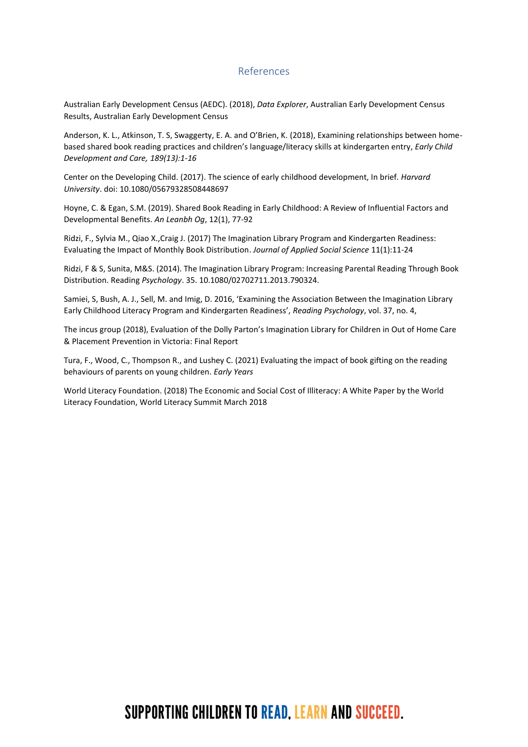## References

Australian Early Development Census (AEDC). (2018), *Data Explorer*, Australian Early Development Census Results, Australian Early Development Census

Anderson, K. L., Atkinson, T. S, Swaggerty, E. A. and O'Brien, K. (2018), Examining relationships between home-based shared book reading practices and children's language/literacy skills at kindergarten entry, *Early Child Development and Care, 189(13):1-16*

Center on the Developing Child. (2017). The science of early childhood development, In brief. *Harvard University*. doi: 10.1080/05679328508448697

Hoyne, C. & Egan, S.M. (2019). Shared Book Reading in Early Childhood: A Review of Influential Factors and Developmental Benefits. *An Leanbh Og*, 12(1), 77-92

Ridzi, F., Sylvia M., Qiao X.,Craig J. (2017) The Imagination Library Program and Kindergarten Readiness: Evaluating the Impact of Monthly Book Distribution. *Journal of Applied Social Science* 11(1):11-24

Ridzi, F & S, Sunita, M&S. (2014). The Imagination Library Program: Increasing Parental Reading Through Book Distribution. Reading *Psychology*. 35. 10.1080/02702711.2013.790324.

Samiei, S, Bush, A. J., Sell, M. and Imig, D. 2016, 'Examining the Association Between the Imagination Library Early Childhood Literacy Program and Kindergarten Readiness', *Reading Psychology*, vol. 37, no. 4,

The incus group (2018), Evaluation of the Dolly Parton's Imagination Library for Children in Out of Home Care & Placement Prevention in Victoria: Final Report

Tura, F., Wood, C., Thompson R., and Lushey C. (2021) Evaluating the impact of book gifting on the reading behaviours of parents on young children. *Early Years*

World Literacy Foundation. (2018) The Economic and Social Cost of Illiteracy: A White Paper by the World Literacy Foundation, World Literacy Summit March 2018

SUPPORTING CHILDREN TO READ, LEARN AND SUCCEED.